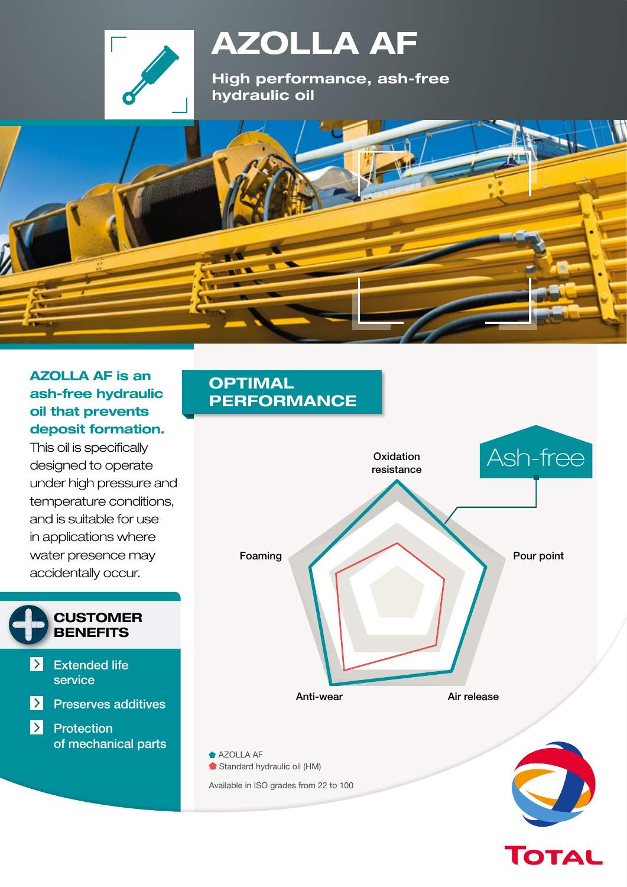# AZOLLA AF

**High performance, ash-free hydraulic oil**

**AZOLLA AF is an ash-free hydraulic oil that prevents deposit formation.** This oil is specifically designed to operate under high pressure and temperature conditions, and is suitable for use in applications where water presence may accidentally occur.

## CUSTOMER BENEFITS

- Extended life service
- Preserves additives
- Protection of mechanical parts

## OPTIMAL PERFORMANCE

Ash-free

Oxidation resistance

Pour point

Air release

Anti-wear

Foaming

- AZOLLA AF
- Standard hydraulic oil (HM)

Available in ISO grades from 22 to 100

TOTAL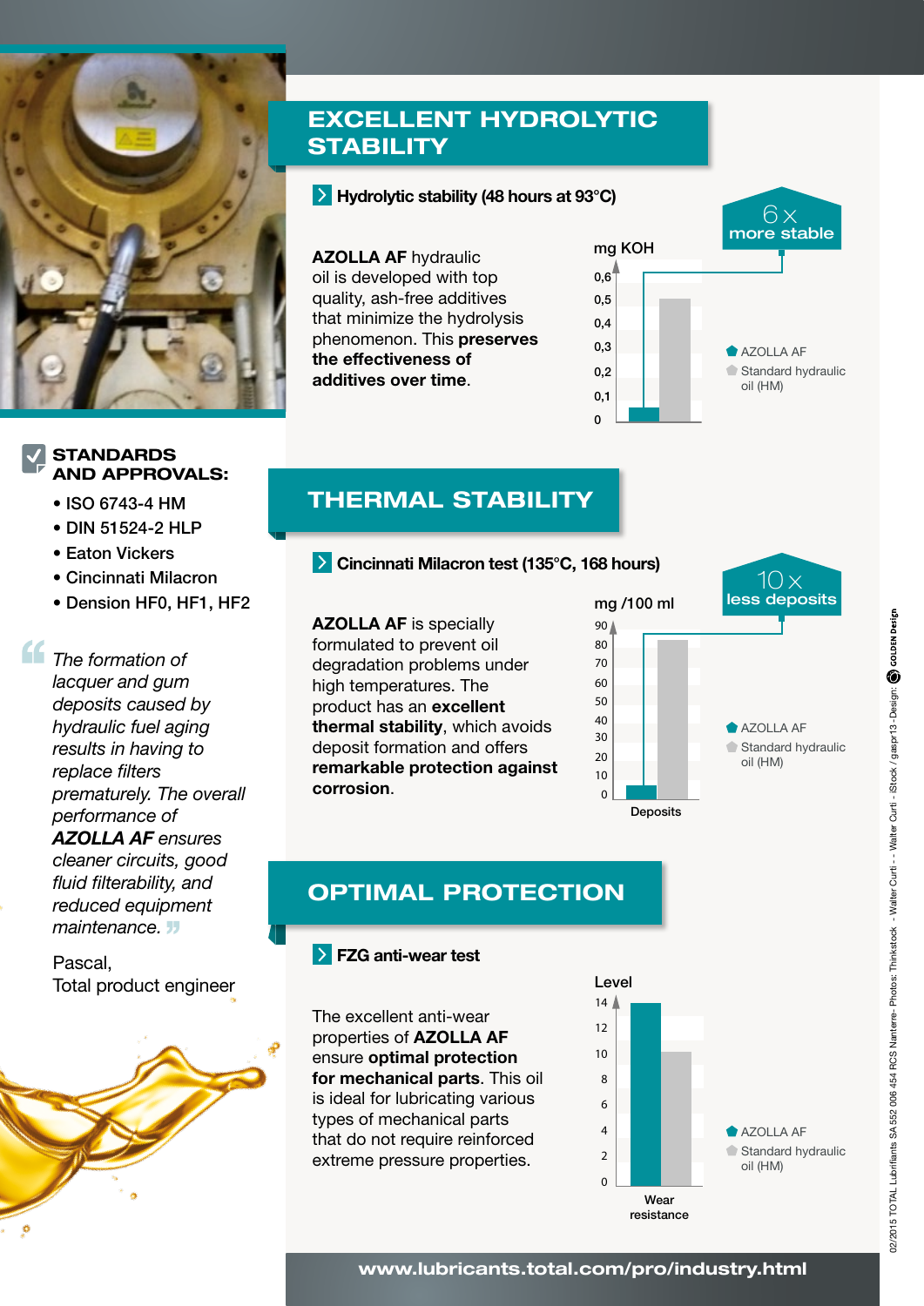## EXCELLENT HYDROLYTIC STABILITY

**Hydrolytic stability (48 hours at 93°C)**

**AZOLLA AF** hydraulic oil is developed with top quality, ash-free additives that minimize the hydrolysis phenomenon. This **preserves the effectiveness of additives over time**.

6 x more stable

mg KOH

0,6
0,5
0,4
0,3
0,2
0,1
0

AZOLLA AF
Standard hydraulic oil (HM)

## THERMAL STABILITY

**Cincinnati Milacron test (135°C, 168 hours)**

**AZOLLA AF** is specially formulated to prevent oil degradation problems under high temperatures. The product has an **excellent thermal stability**, which avoids deposit formation and offers **remarkable protection against corrosion**.

10 x less deposits

mg /100 ml

90
80
70
60
50
40
30
20
10
0

Deposits

AZOLLA AF
Standard hydraulic oil (HM)

## OPTIMAL PROTECTION

**FZG anti-wear test**

The excellent anti-wear properties of **AZOLLA AF** ensure **optimal protection for mechanical parts**. This oil is ideal for lubricating various types of mechanical parts that do not require reinforced extreme pressure properties.

Level

14
12
10
8
6
4
2
0

Wear resistance

AZOLLA AF
Standard hydraulic oil (HM)

## STANDARDS AND APPROVALS:

- ISO 6743-4 HM
- DIN 51524-2 HLP
- Eaton Vickers
- Cincinnati Milacron
- Dension HF0, HF1, HF2

> *The formation of lacquer and gum deposits caused by hydraulic fuel aging results in having to replace filters prematurely. The overall performance of **AZOLLA AF** ensures cleaner circuits, good fluid filterability, and reduced equipment maintenance.*

Pascal,
Total product engineer

**www.lubricants.total.com/pro/industry.html**

02/2015 TOTAL Lubrifiants SA 552 006 454 RCS Nanterre- Photos: Thinkstock - Walter Curti - - Walter Curti - iStock / gaspr13 - Design: GOLDEN Design